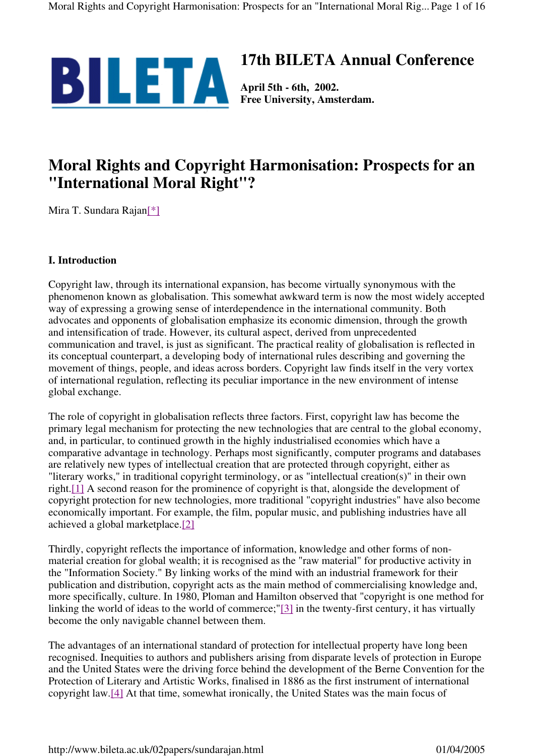# 17th BILETA Annual Conference

**April 5th - 6th, 2002.**
**Free University, Amsterdam.**

# Moral Rights and Copyright Harmonisation: Prospects for an "International Moral Right"?

Mira T. Sundara Rajan[*]

## I. Introduction

Copyright law, through its international expansion, has become virtually synonymous with the phenomenon known as globalisation. This somewhat awkward term is now the most widely accepted way of expressing a growing sense of interdependence in the international community. Both advocates and opponents of globalisation emphasize its economic dimension, through the growth and intensification of trade. However, its cultural aspect, derived from unprecedented communication and travel, is just as significant. The practical reality of globalisation is reflected in its conceptual counterpart, a developing body of international rules describing and governing the movement of things, people, and ideas across borders. Copyright law finds itself in the very vortex of international regulation, reflecting its peculiar importance in the new environment of intense global exchange.

The role of copyright in globalisation reflects three factors. First, copyright law has become the primary legal mechanism for protecting the new technologies that are central to the global economy, and, in particular, to continued growth in the highly industrialised economies which have a comparative advantage in technology. Perhaps most significantly, computer programs and databases are relatively new types of intellectual creation that are protected through copyright, either as "literary works," in traditional copyright terminology, or as "intellectual creation(s)" in their own right.[1] A second reason for the prominence of copyright is that, alongside the development of copyright protection for new technologies, more traditional "copyright industries" have also become economically important. For example, the film, popular music, and publishing industries have all achieved a global marketplace.[2]

Thirdly, copyright reflects the importance of information, knowledge and other forms of non-material creation for global wealth; it is recognised as the "raw material" for productive activity in the "Information Society." By linking works of the mind with an industrial framework for their publication and distribution, copyright acts as the main method of commercialising knowledge and, more specifically, culture. In 1980, Ploman and Hamilton observed that "copyright is one method for linking the world of ideas to the world of commerce;"[3] in the twenty-first century, it has virtually become the only navigable channel between them.

The advantages of an international standard of protection for intellectual property have long been recognised. Inequities to authors and publishers arising from disparate levels of protection in Europe and the United States were the driving force behind the development of the Berne Convention for the Protection of Literary and Artistic Works, finalised in 1886 as the first instrument of international copyright law.[4] At that time, somewhat ironically, the United States was the main focus of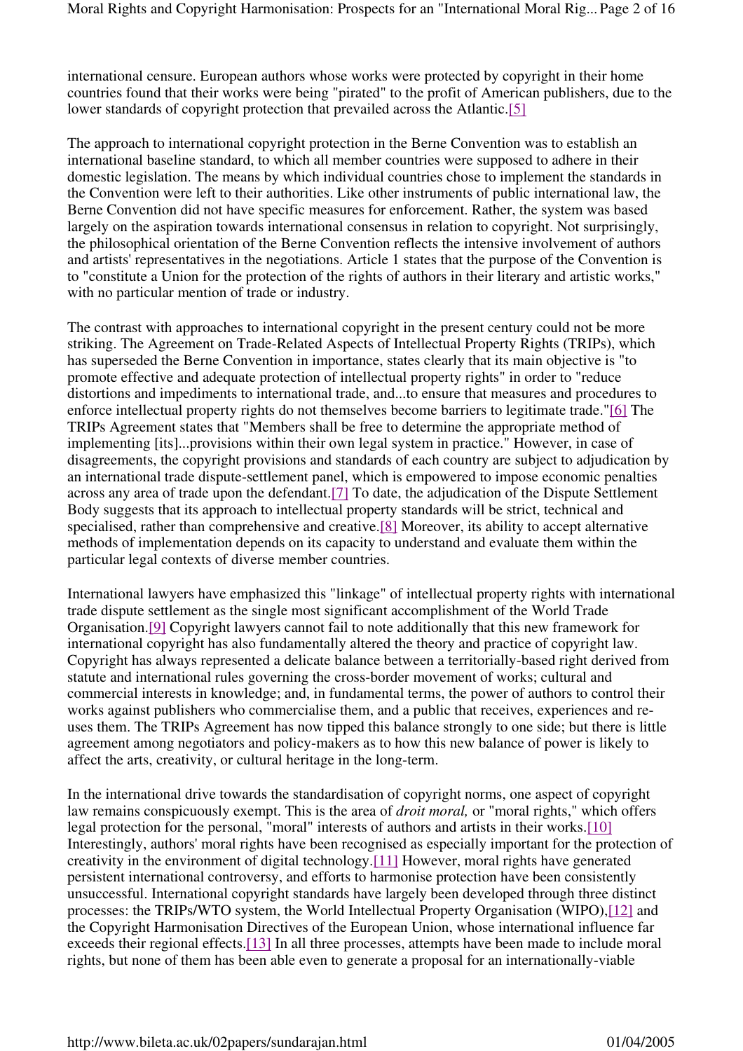international censure. European authors whose works were protected by copyright in their home countries found that their works were being "pirated" to the profit of American publishers, due to the lower standards of copyright protection that prevailed across the Atlantic.[5]

The approach to international copyright protection in the Berne Convention was to establish an international baseline standard, to which all member countries were supposed to adhere in their domestic legislation. The means by which individual countries chose to implement the standards in the Convention were left to their authorities. Like other instruments of public international law, the Berne Convention did not have specific measures for enforcement. Rather, the system was based largely on the aspiration towards international consensus in relation to copyright. Not surprisingly, the philosophical orientation of the Berne Convention reflects the intensive involvement of authors and artists' representatives in the negotiations. Article 1 states that the purpose of the Convention is to "constitute a Union for the protection of the rights of authors in their literary and artistic works," with no particular mention of trade or industry.

The contrast with approaches to international copyright in the present century could not be more striking. The Agreement on Trade-Related Aspects of Intellectual Property Rights (TRIPs), which has superseded the Berne Convention in importance, states clearly that its main objective is "to promote effective and adequate protection of intellectual property rights" in order to "reduce distortions and impediments to international trade, and...to ensure that measures and procedures to enforce intellectual property rights do not themselves become barriers to legitimate trade."[6] The TRIPs Agreement states that "Members shall be free to determine the appropriate method of implementing [its]...provisions within their own legal system in practice." However, in case of disagreements, the copyright provisions and standards of each country are subject to adjudication by an international trade dispute-settlement panel, which is empowered to impose economic penalties across any area of trade upon the defendant.[7] To date, the adjudication of the Dispute Settlement Body suggests that its approach to intellectual property standards will be strict, technical and specialised, rather than comprehensive and creative.[8] Moreover, its ability to accept alternative methods of implementation depends on its capacity to understand and evaluate them within the particular legal contexts of diverse member countries.

International lawyers have emphasized this "linkage" of intellectual property rights with international trade dispute settlement as the single most significant accomplishment of the World Trade Organisation.[9] Copyright lawyers cannot fail to note additionally that this new framework for international copyright has also fundamentally altered the theory and practice of copyright law. Copyright has always represented a delicate balance between a territorially-based right derived from statute and international rules governing the cross-border movement of works; cultural and commercial interests in knowledge; and, in fundamental terms, the power of authors to control their works against publishers who commercialise them, and a public that receives, experiences and re-uses them. The TRIPs Agreement has now tipped this balance strongly to one side; but there is little agreement among negotiators and policy-makers as to how this new balance of power is likely to affect the arts, creativity, or cultural heritage in the long-term.

In the international drive towards the standardisation of copyright norms, one aspect of copyright law remains conspicuously exempt. This is the area of *droit moral,* or "moral rights," which offers legal protection for the personal, "moral" interests of authors and artists in their works.[10] Interestingly, authors' moral rights have been recognised as especially important for the protection of creativity in the environment of digital technology.[11] However, moral rights have generated persistent international controversy, and efforts to harmonise protection have been consistently unsuccessful. International copyright standards have largely been developed through three distinct processes: the TRIPs/WTO system, the World Intellectual Property Organisation (WIPO),[12] and the Copyright Harmonisation Directives of the European Union, whose international influence far exceeds their regional effects.[13] In all three processes, attempts have been made to include moral rights, but none of them has been able even to generate a proposal for an internationally-viable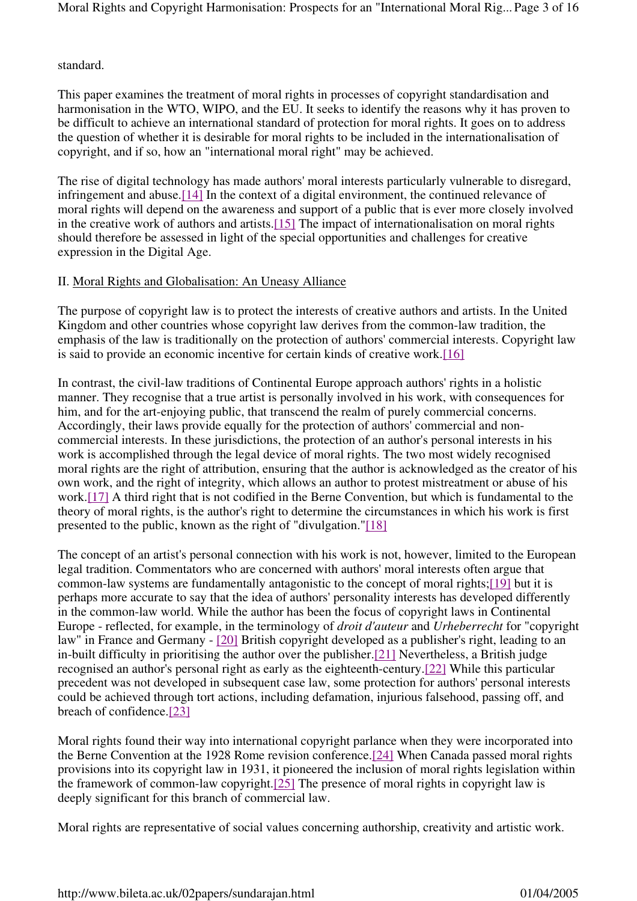standard.

This paper examines the treatment of moral rights in processes of copyright standardisation and harmonisation in the WTO, WIPO, and the EU. It seeks to identify the reasons why it has proven to be difficult to achieve an international standard of protection for moral rights. It goes on to address the question of whether it is desirable for moral rights to be included in the internationalisation of copyright, and if so, how an "international moral right" may be achieved.

The rise of digital technology has made authors' moral interests particularly vulnerable to disregard, infringement and abuse.[14] In the context of a digital environment, the continued relevance of moral rights will depend on the awareness and support of a public that is ever more closely involved in the creative work of authors and artists.[15] The impact of internationalisation on moral rights should therefore be assessed in light of the special opportunities and challenges for creative expression in the Digital Age.

## II. Moral Rights and Globalisation: An Uneasy Alliance

The purpose of copyright law is to protect the interests of creative authors and artists. In the United Kingdom and other countries whose copyright law derives from the common-law tradition, the emphasis of the law is traditionally on the protection of authors' commercial interests. Copyright law is said to provide an economic incentive for certain kinds of creative work.[16]

In contrast, the civil-law traditions of Continental Europe approach authors' rights in a holistic manner. They recognise that a true artist is personally involved in his work, with consequences for him, and for the art-enjoying public, that transcend the realm of purely commercial concerns. Accordingly, their laws provide equally for the protection of authors' commercial and non-commercial interests. In these jurisdictions, the protection of an author's personal interests in his work is accomplished through the legal device of moral rights. The two most widely recognised moral rights are the right of attribution, ensuring that the author is acknowledged as the creator of his own work, and the right of integrity, which allows an author to protest mistreatment or abuse of his work.[17] A third right that is not codified in the Berne Convention, but which is fundamental to the theory of moral rights, is the author's right to determine the circumstances in which his work is first presented to the public, known as the right of "divulgation."[18]

The concept of an artist's personal connection with his work is not, however, limited to the European legal tradition. Commentators who are concerned with authors' moral interests often argue that common-law systems are fundamentally antagonistic to the concept of moral rights;[19] but it is perhaps more accurate to say that the idea of authors' personality interests has developed differently in the common-law world. While the author has been the focus of copyright laws in Continental Europe - reflected, for example, in the terminology of *droit d'auteur* and *Urheberrecht* for "copyright law" in France and Germany - [20] British copyright developed as a publisher's right, leading to an in-built difficulty in prioritising the author over the publisher.[21] Nevertheless, a British judge recognised an author's personal right as early as the eighteenth-century.[22] While this particular precedent was not developed in subsequent case law, some protection for authors' personal interests could be achieved through tort actions, including defamation, injurious falsehood, passing off, and breach of confidence.[23]

Moral rights found their way into international copyright parlance when they were incorporated into the Berne Convention at the 1928 Rome revision conference.[24] When Canada passed moral rights provisions into its copyright law in 1931, it pioneered the inclusion of moral rights legislation within the framework of common-law copyright.[25] The presence of moral rights in copyright law is deeply significant for this branch of commercial law.

Moral rights are representative of social values concerning authorship, creativity and artistic work.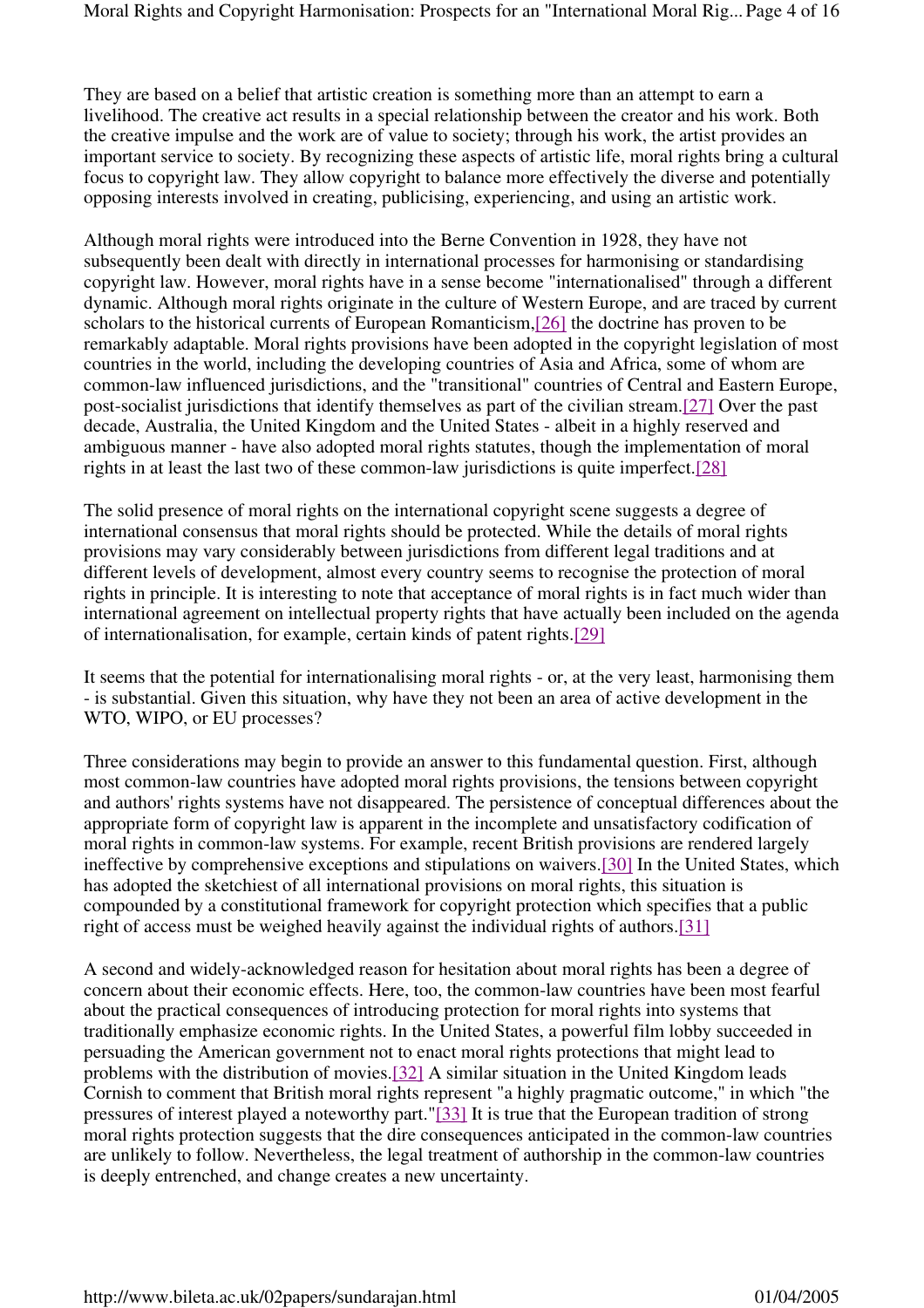They are based on a belief that artistic creation is something more than an attempt to earn a livelihood. The creative act results in a special relationship between the creator and his work. Both the creative impulse and the work are of value to society; through his work, the artist provides an important service to society. By recognizing these aspects of artistic life, moral rights bring a cultural focus to copyright law. They allow copyright to balance more effectively the diverse and potentially opposing interests involved in creating, publicising, experiencing, and using an artistic work.

Although moral rights were introduced into the Berne Convention in 1928, they have not subsequently been dealt with directly in international processes for harmonising or standardising copyright law. However, moral rights have in a sense become "internationalised" through a different dynamic. Although moral rights originate in the culture of Western Europe, and are traced by current scholars to the historical currents of European Romanticism,[26] the doctrine has proven to be remarkably adaptable. Moral rights provisions have been adopted in the copyright legislation of most countries in the world, including the developing countries of Asia and Africa, some of whom are common-law influenced jurisdictions, and the "transitional" countries of Central and Eastern Europe, post-socialist jurisdictions that identify themselves as part of the civilian stream.[27] Over the past decade, Australia, the United Kingdom and the United States - albeit in a highly reserved and ambiguous manner - have also adopted moral rights statutes, though the implementation of moral rights in at least the last two of these common-law jurisdictions is quite imperfect.[28]

The solid presence of moral rights on the international copyright scene suggests a degree of international consensus that moral rights should be protected. While the details of moral rights provisions may vary considerably between jurisdictions from different legal traditions and at different levels of development, almost every country seems to recognise the protection of moral rights in principle. It is interesting to note that acceptance of moral rights is in fact much wider than international agreement on intellectual property rights that have actually been included on the agenda of internationalisation, for example, certain kinds of patent rights.[29]

It seems that the potential for internationalising moral rights - or, at the very least, harmonising them - is substantial. Given this situation, why have they not been an area of active development in the WTO, WIPO, or EU processes?

Three considerations may begin to provide an answer to this fundamental question. First, although most common-law countries have adopted moral rights provisions, the tensions between copyright and authors' rights systems have not disappeared. The persistence of conceptual differences about the appropriate form of copyright law is apparent in the incomplete and unsatisfactory codification of moral rights in common-law systems. For example, recent British provisions are rendered largely ineffective by comprehensive exceptions and stipulations on waivers.[30] In the United States, which has adopted the sketchiest of all international provisions on moral rights, this situation is compounded by a constitutional framework for copyright protection which specifies that a public right of access must be weighed heavily against the individual rights of authors.[31]

A second and widely-acknowledged reason for hesitation about moral rights has been a degree of concern about their economic effects. Here, too, the common-law countries have been most fearful about the practical consequences of introducing protection for moral rights into systems that traditionally emphasize economic rights. In the United States, a powerful film lobby succeeded in persuading the American government not to enact moral rights protections that might lead to problems with the distribution of movies.[32] A similar situation in the United Kingdom leads Cornish to comment that British moral rights represent "a highly pragmatic outcome," in which "the pressures of interest played a noteworthy part."[33] It is true that the European tradition of strong moral rights protection suggests that the dire consequences anticipated in the common-law countries are unlikely to follow. Nevertheless, the legal treatment of authorship in the common-law countries is deeply entrenched, and change creates a new uncertainty.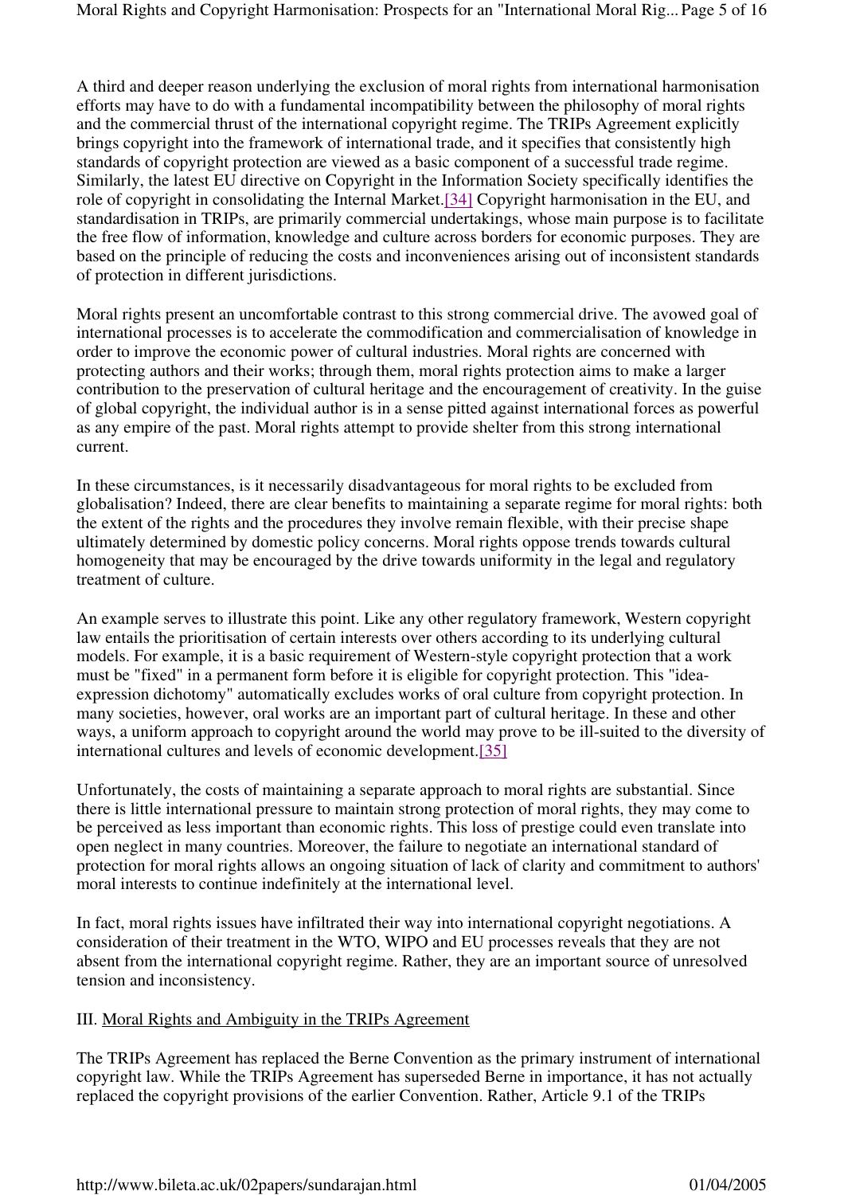A third and deeper reason underlying the exclusion of moral rights from international harmonisation efforts may have to do with a fundamental incompatibility between the philosophy of moral rights and the commercial thrust of the international copyright regime. The TRIPs Agreement explicitly brings copyright into the framework of international trade, and it specifies that consistently high standards of copyright protection are viewed as a basic component of a successful trade regime. Similarly, the latest EU directive on Copyright in the Information Society specifically identifies the role of copyright in consolidating the Internal Market.[34] Copyright harmonisation in the EU, and standardisation in TRIPs, are primarily commercial undertakings, whose main purpose is to facilitate the free flow of information, knowledge and culture across borders for economic purposes. They are based on the principle of reducing the costs and inconveniences arising out of inconsistent standards of protection in different jurisdictions.

Moral rights present an uncomfortable contrast to this strong commercial drive. The avowed goal of international processes is to accelerate the commodification and commercialisation of knowledge in order to improve the economic power of cultural industries. Moral rights are concerned with protecting authors and their works; through them, moral rights protection aims to make a larger contribution to the preservation of cultural heritage and the encouragement of creativity. In the guise of global copyright, the individual author is in a sense pitted against international forces as powerful as any empire of the past. Moral rights attempt to provide shelter from this strong international current.

In these circumstances, is it necessarily disadvantageous for moral rights to be excluded from globalisation? Indeed, there are clear benefits to maintaining a separate regime for moral rights: both the extent of the rights and the procedures they involve remain flexible, with their precise shape ultimately determined by domestic policy concerns. Moral rights oppose trends towards cultural homogeneity that may be encouraged by the drive towards uniformity in the legal and regulatory treatment of culture.

An example serves to illustrate this point. Like any other regulatory framework, Western copyright law entails the prioritisation of certain interests over others according to its underlying cultural models. For example, it is a basic requirement of Western-style copyright protection that a work must be "fixed" in a permanent form before it is eligible for copyright protection. This "idea-expression dichotomy" automatically excludes works of oral culture from copyright protection. In many societies, however, oral works are an important part of cultural heritage. In these and other ways, a uniform approach to copyright around the world may prove to be ill-suited to the diversity of international cultures and levels of economic development.[35]

Unfortunately, the costs of maintaining a separate approach to moral rights are substantial. Since there is little international pressure to maintain strong protection of moral rights, they may come to be perceived as less important than economic rights. This loss of prestige could even translate into open neglect in many countries. Moreover, the failure to negotiate an international standard of protection for moral rights allows an ongoing situation of lack of clarity and commitment to authors' moral interests to continue indefinitely at the international level.

In fact, moral rights issues have infiltrated their way into international copyright negotiations. A consideration of their treatment in the WTO, WIPO and EU processes reveals that they are not absent from the international copyright regime. Rather, they are an important source of unresolved tension and inconsistency.

## III. Moral Rights and Ambiguity in the TRIPs Agreement

The TRIPs Agreement has replaced the Berne Convention as the primary instrument of international copyright law. While the TRIPs Agreement has superseded Berne in importance, it has not actually replaced the copyright provisions of the earlier Convention. Rather, Article 9.1 of the TRIPs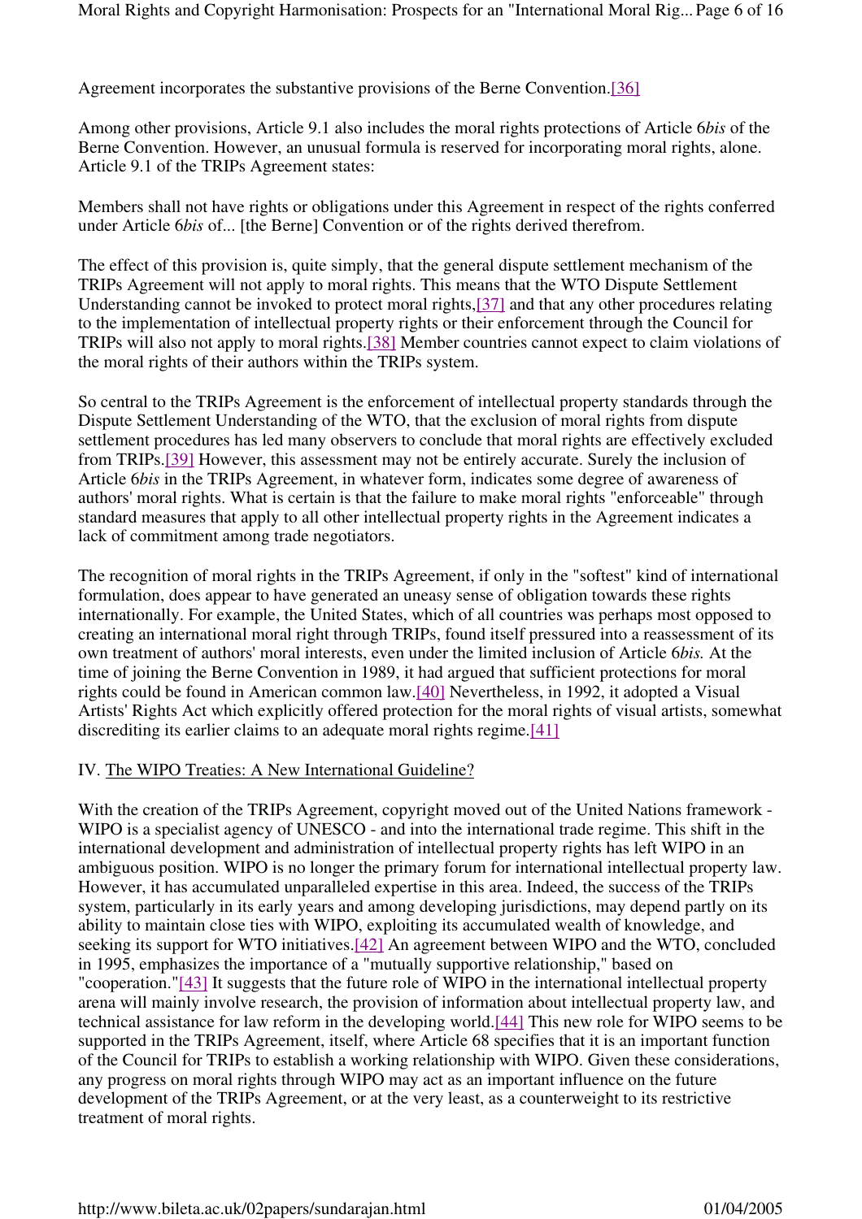Agreement incorporates the substantive provisions of the Berne Convention.[36]

Among other provisions, Article 9.1 also includes the moral rights protections of Article 6*bis* of the Berne Convention. However, an unusual formula is reserved for incorporating moral rights, alone. Article 9.1 of the TRIPs Agreement states:

Members shall not have rights or obligations under this Agreement in respect of the rights conferred under Article 6*bis* of... [the Berne] Convention or of the rights derived therefrom.

The effect of this provision is, quite simply, that the general dispute settlement mechanism of the TRIPs Agreement will not apply to moral rights. This means that the WTO Dispute Settlement Understanding cannot be invoked to protect moral rights,[37] and that any other procedures relating to the implementation of intellectual property rights or their enforcement through the Council for TRIPs will also not apply to moral rights.[38] Member countries cannot expect to claim violations of the moral rights of their authors within the TRIPs system.

So central to the TRIPs Agreement is the enforcement of intellectual property standards through the Dispute Settlement Understanding of the WTO, that the exclusion of moral rights from dispute settlement procedures has led many observers to conclude that moral rights are effectively excluded from TRIPs.[39] However, this assessment may not be entirely accurate. Surely the inclusion of Article 6*bis* in the TRIPs Agreement, in whatever form, indicates some degree of awareness of authors' moral rights. What is certain is that the failure to make moral rights "enforceable" through standard measures that apply to all other intellectual property rights in the Agreement indicates a lack of commitment among trade negotiators.

The recognition of moral rights in the TRIPs Agreement, if only in the "softest" kind of international formulation, does appear to have generated an uneasy sense of obligation towards these rights internationally. For example, the United States, which of all countries was perhaps most opposed to creating an international moral right through TRIPs, found itself pressured into a reassessment of its own treatment of authors' moral interests, even under the limited inclusion of Article 6*bis.* At the time of joining the Berne Convention in 1989, it had argued that sufficient protections for moral rights could be found in American common law.[40] Nevertheless, in 1992, it adopted a Visual Artists' Rights Act which explicitly offered protection for the moral rights of visual artists, somewhat discrediting its earlier claims to an adequate moral rights regime.[41]

## IV. The WIPO Treaties: A New International Guideline?

With the creation of the TRIPs Agreement, copyright moved out of the United Nations framework - WIPO is a specialist agency of UNESCO - and into the international trade regime. This shift in the international development and administration of intellectual property rights has left WIPO in an ambiguous position. WIPO is no longer the primary forum for international intellectual property law. However, it has accumulated unparalleled expertise in this area. Indeed, the success of the TRIPs system, particularly in its early years and among developing jurisdictions, may depend partly on its ability to maintain close ties with WIPO, exploiting its accumulated wealth of knowledge, and seeking its support for WTO initiatives.[42] An agreement between WIPO and the WTO, concluded in 1995, emphasizes the importance of a "mutually supportive relationship," based on "cooperation."[43] It suggests that the future role of WIPO in the international intellectual property arena will mainly involve research, the provision of information about intellectual property law, and technical assistance for law reform in the developing world.[44] This new role for WIPO seems to be supported in the TRIPs Agreement, itself, where Article 68 specifies that it is an important function of the Council for TRIPs to establish a working relationship with WIPO. Given these considerations, any progress on moral rights through WIPO may act as an important influence on the future development of the TRIPs Agreement, or at the very least, as a counterweight to its restrictive treatment of moral rights.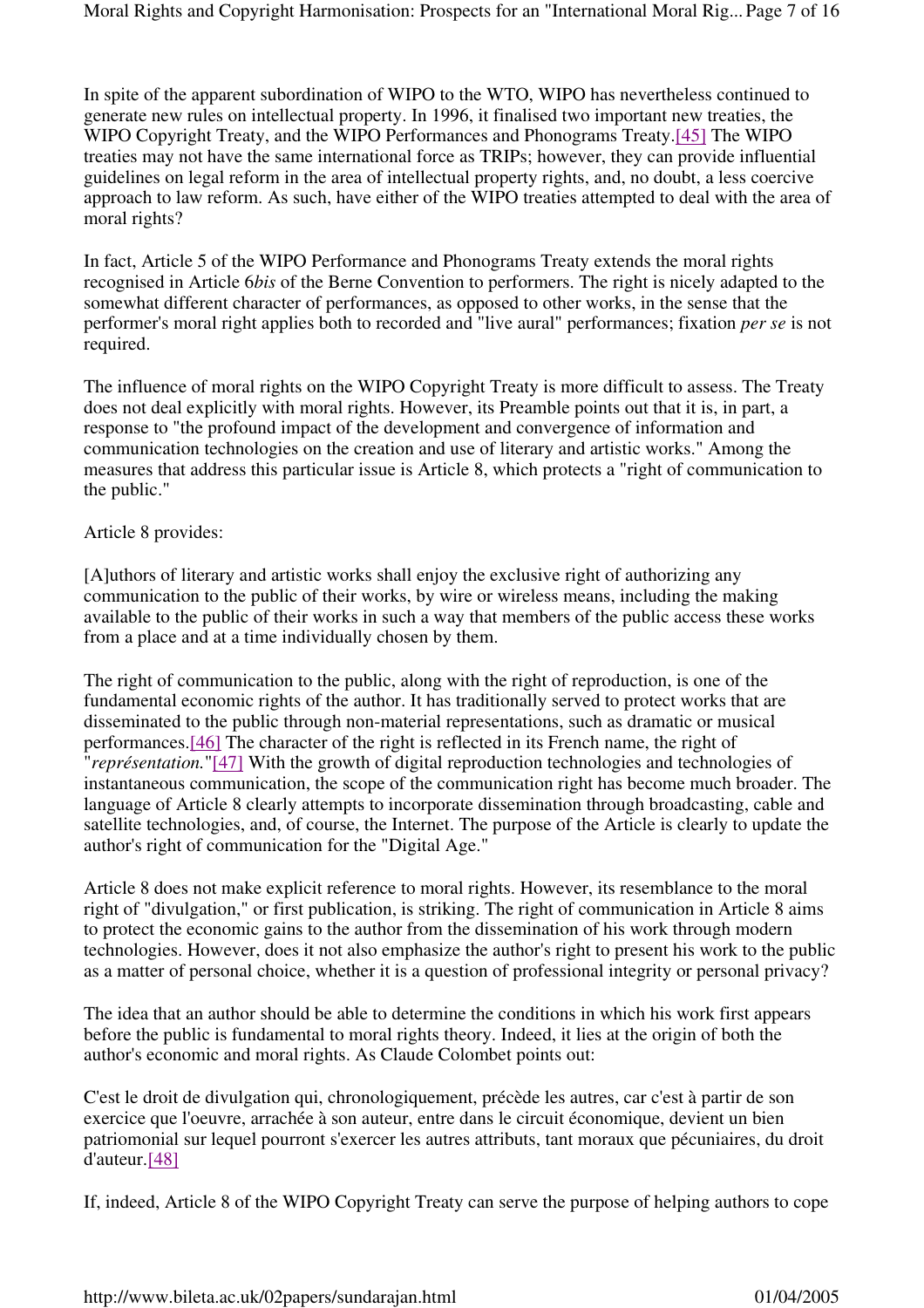In spite of the apparent subordination of WIPO to the WTO, WIPO has nevertheless continued to generate new rules on intellectual property. In 1996, it finalised two important new treaties, the WIPO Copyright Treaty, and the WIPO Performances and Phonograms Treaty.[45] The WIPO treaties may not have the same international force as TRIPs; however, they can provide influential guidelines on legal reform in the area of intellectual property rights, and, no doubt, a less coercive approach to law reform. As such, have either of the WIPO treaties attempted to deal with the area of moral rights?

In fact, Article 5 of the WIPO Performance and Phonograms Treaty extends the moral rights recognised in Article 6*bis* of the Berne Convention to performers. The right is nicely adapted to the somewhat different character of performances, as opposed to other works, in the sense that the performer's moral right applies both to recorded and "live aural" performances; fixation *per se* is not required.

The influence of moral rights on the WIPO Copyright Treaty is more difficult to assess. The Treaty does not deal explicitly with moral rights. However, its Preamble points out that it is, in part, a response to "the profound impact of the development and convergence of information and communication technologies on the creation and use of literary and artistic works." Among the measures that address this particular issue is Article 8, which protects a "right of communication to the public."

Article 8 provides:

[A]uthors of literary and artistic works shall enjoy the exclusive right of authorizing any communication to the public of their works, by wire or wireless means, including the making available to the public of their works in such a way that members of the public access these works from a place and at a time individually chosen by them.

The right of communication to the public, along with the right of reproduction, is one of the fundamental economic rights of the author. It has traditionally served to protect works that are disseminated to the public through non-material representations, such as dramatic or musical performances.[46] The character of the right is reflected in its French name, the right of "*représentation.*"[47] With the growth of digital reproduction technologies and technologies of instantaneous communication, the scope of the communication right has become much broader. The language of Article 8 clearly attempts to incorporate dissemination through broadcasting, cable and satellite technologies, and, of course, the Internet. The purpose of the Article is clearly to update the author's right of communication for the "Digital Age."

Article 8 does not make explicit reference to moral rights. However, its resemblance to the moral right of "divulgation," or first publication, is striking. The right of communication in Article 8 aims to protect the economic gains to the author from the dissemination of his work through modern technologies. However, does it not also emphasize the author's right to present his work to the public as a matter of personal choice, whether it is a question of professional integrity or personal privacy?

The idea that an author should be able to determine the conditions in which his work first appears before the public is fundamental to moral rights theory. Indeed, it lies at the origin of both the author's economic and moral rights. As Claude Colombet points out:

C'est le droit de divulgation qui, chronologiquement, précède les autres, car c'est à partir de son exercice que l'oeuvre, arrachée à son auteur, entre dans le circuit économique, devient un bien patriomonial sur lequel pourront s'exercer les autres attributs, tant moraux que pécuniaires, du droit d'auteur.[48]

If, indeed, Article 8 of the WIPO Copyright Treaty can serve the purpose of helping authors to cope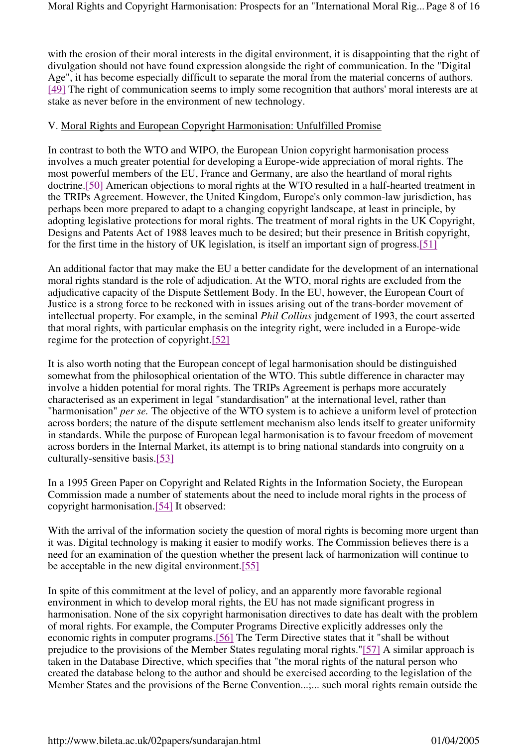with the erosion of their moral interests in the digital environment, it is disappointing that the right of divulgation should not have found expression alongside the right of communication. In the "Digital Age", it has become especially difficult to separate the moral from the material concerns of authors.[49] The right of communication seems to imply some recognition that authors' moral interests are at stake as never before in the environment of new technology.

## V. Moral Rights and European Copyright Harmonisation: Unfulfilled Promise

In contrast to both the WTO and WIPO, the European Union copyright harmonisation process involves a much greater potential for developing a Europe-wide appreciation of moral rights. The most powerful members of the EU, France and Germany, are also the heartland of moral rights doctrine.[50] American objections to moral rights at the WTO resulted in a half-hearted treatment in the TRIPs Agreement. However, the United Kingdom, Europe's only common-law jurisdiction, has perhaps been more prepared to adapt to a changing copyright landscape, at least in principle, by adopting legislative protections for moral rights. The treatment of moral rights in the UK Copyright, Designs and Patents Act of 1988 leaves much to be desired; but their presence in British copyright, for the first time in the history of UK legislation, is itself an important sign of progress.[51]

An additional factor that may make the EU a better candidate for the development of an international moral rights standard is the role of adjudication. At the WTO, moral rights are excluded from the adjudicative capacity of the Dispute Settlement Body. In the EU, however, the European Court of Justice is a strong force to be reckoned with in issues arising out of the trans-border movement of intellectual property. For example, in the seminal *Phil Collins* judgement of 1993, the court asserted that moral rights, with particular emphasis on the integrity right, were included in a Europe-wide regime for the protection of copyright.[52]

It is also worth noting that the European concept of legal harmonisation should be distinguished somewhat from the philosophical orientation of the WTO. This subtle difference in character may involve a hidden potential for moral rights. The TRIPs Agreement is perhaps more accurately characterised as an experiment in legal "standardisation" at the international level, rather than "harmonisation" *per se.* The objective of the WTO system is to achieve a uniform level of protection across borders; the nature of the dispute settlement mechanism also lends itself to greater uniformity in standards. While the purpose of European legal harmonisation is to favour freedom of movement across borders in the Internal Market, its attempt is to bring national standards into congruity on a culturally-sensitive basis.[53]

In a 1995 Green Paper on Copyright and Related Rights in the Information Society, the European Commission made a number of statements about the need to include moral rights in the process of copyright harmonisation.[54] It observed:

With the arrival of the information society the question of moral rights is becoming more urgent than it was. Digital technology is making it easier to modify works. The Commission believes there is a need for an examination of the question whether the present lack of harmonization will continue to be acceptable in the new digital environment.[55]

In spite of this commitment at the level of policy, and an apparently more favorable regional environment in which to develop moral rights, the EU has not made significant progress in harmonisation. None of the six copyright harmonisation directives to date has dealt with the problem of moral rights. For example, the Computer Programs Directive explicitly addresses only the economic rights in computer programs.[56] The Term Directive states that it "shall be without prejudice to the provisions of the Member States regulating moral rights."[57] A similar approach is taken in the Database Directive, which specifies that "the moral rights of the natural person who created the database belong to the author and should be exercised according to the legislation of the Member States and the provisions of the Berne Convention...;... such moral rights remain outside the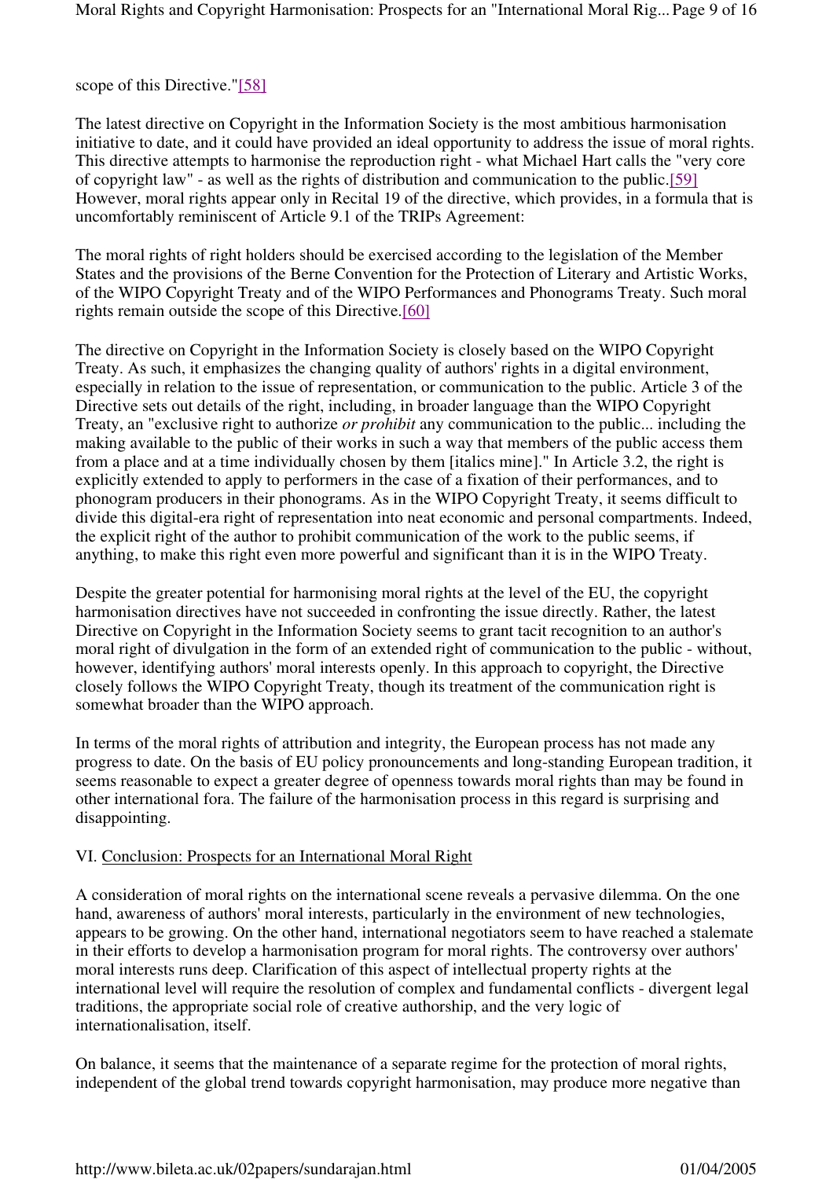scope of this Directive."[58]

The latest directive on Copyright in the Information Society is the most ambitious harmonisation initiative to date, and it could have provided an ideal opportunity to address the issue of moral rights. This directive attempts to harmonise the reproduction right - what Michael Hart calls the "very core of copyright law" - as well as the rights of distribution and communication to the public.[59] However, moral rights appear only in Recital 19 of the directive, which provides, in a formula that is uncomfortably reminiscent of Article 9.1 of the TRIPs Agreement:

The moral rights of right holders should be exercised according to the legislation of the Member States and the provisions of the Berne Convention for the Protection of Literary and Artistic Works, of the WIPO Copyright Treaty and of the WIPO Performances and Phonograms Treaty. Such moral rights remain outside the scope of this Directive.[60]

The directive on Copyright in the Information Society is closely based on the WIPO Copyright Treaty. As such, it emphasizes the changing quality of authors' rights in a digital environment, especially in relation to the issue of representation, or communication to the public. Article 3 of the Directive sets out details of the right, including, in broader language than the WIPO Copyright Treaty, an "exclusive right to authorize *or prohibit* any communication to the public... including the making available to the public of their works in such a way that members of the public access them from a place and at a time individually chosen by them [italics mine]." In Article 3.2, the right is explicitly extended to apply to performers in the case of a fixation of their performances, and to phonogram producers in their phonograms. As in the WIPO Copyright Treaty, it seems difficult to divide this digital-era right of representation into neat economic and personal compartments. Indeed, the explicit right of the author to prohibit communication of the work to the public seems, if anything, to make this right even more powerful and significant than it is in the WIPO Treaty.

Despite the greater potential for harmonising moral rights at the level of the EU, the copyright harmonisation directives have not succeeded in confronting the issue directly. Rather, the latest Directive on Copyright in the Information Society seems to grant tacit recognition to an author's moral right of divulgation in the form of an extended right of communication to the public - without, however, identifying authors' moral interests openly. In this approach to copyright, the Directive closely follows the WIPO Copyright Treaty, though its treatment of the communication right is somewhat broader than the WIPO approach.

In terms of the moral rights of attribution and integrity, the European process has not made any progress to date. On the basis of EU policy pronouncements and long-standing European tradition, it seems reasonable to expect a greater degree of openness towards moral rights than may be found in other international fora. The failure of the harmonisation process in this regard is surprising and disappointing.

## VI. Conclusion: Prospects for an International Moral Right

A consideration of moral rights on the international scene reveals a pervasive dilemma. On the one hand, awareness of authors' moral interests, particularly in the environment of new technologies, appears to be growing. On the other hand, international negotiators seem to have reached a stalemate in their efforts to develop a harmonisation program for moral rights. The controversy over authors' moral interests runs deep. Clarification of this aspect of intellectual property rights at the international level will require the resolution of complex and fundamental conflicts - divergent legal traditions, the appropriate social role of creative authorship, and the very logic of internationalisation, itself.

On balance, it seems that the maintenance of a separate regime for the protection of moral rights, independent of the global trend towards copyright harmonisation, may produce more negative than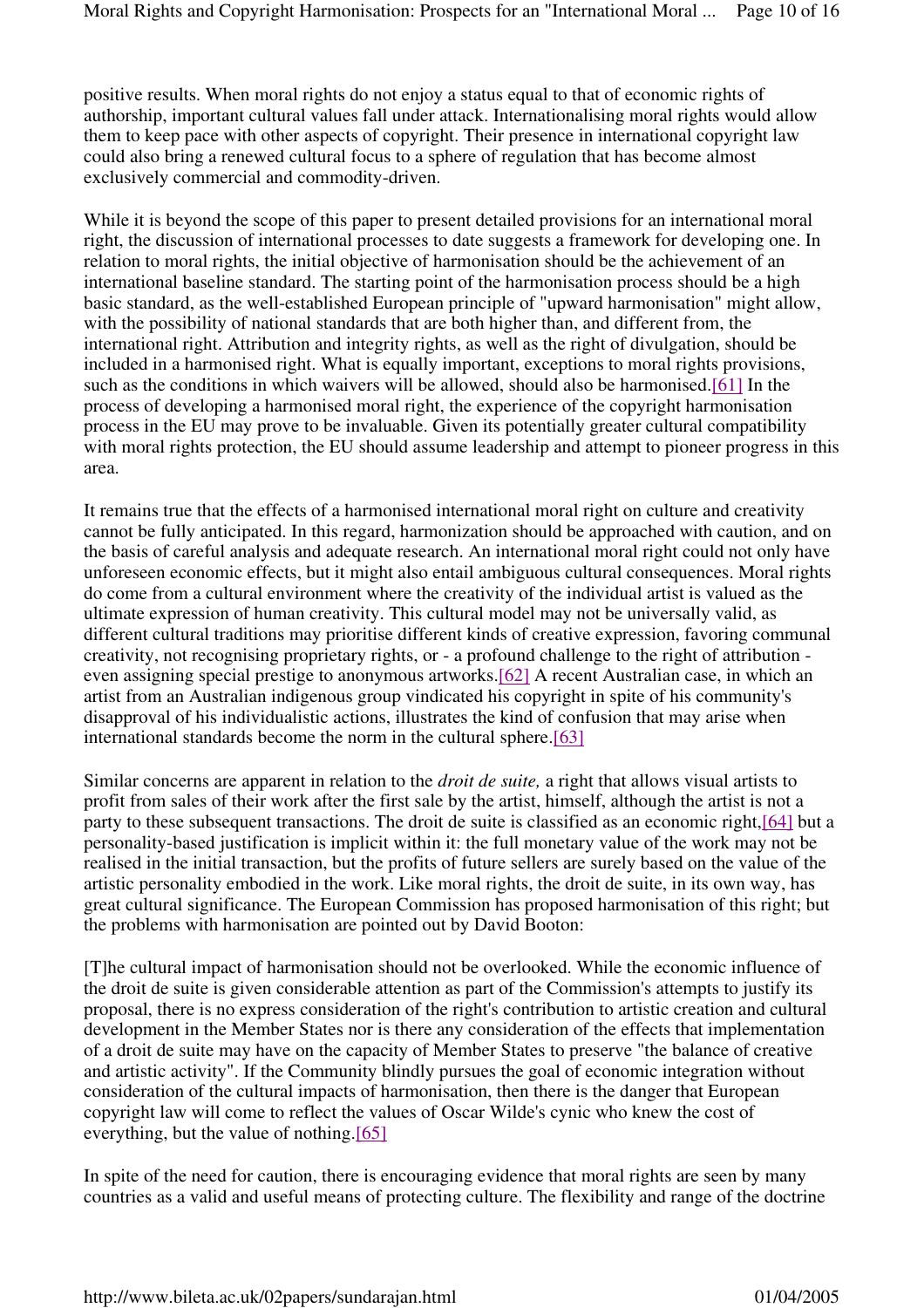positive results. When moral rights do not enjoy a status equal to that of economic rights of authorship, important cultural values fall under attack. Internationalising moral rights would allow them to keep pace with other aspects of copyright. Their presence in international copyright law could also bring a renewed cultural focus to a sphere of regulation that has become almost exclusively commercial and commodity-driven.

While it is beyond the scope of this paper to present detailed provisions for an international moral right, the discussion of international processes to date suggests a framework for developing one. In relation to moral rights, the initial objective of harmonisation should be the achievement of an international baseline standard. The starting point of the harmonisation process should be a high basic standard, as the well-established European principle of "upward harmonisation" might allow, with the possibility of national standards that are both higher than, and different from, the international right. Attribution and integrity rights, as well as the right of divulgation, should be included in a harmonised right. What is equally important, exceptions to moral rights provisions, such as the conditions in which waivers will be allowed, should also be harmonised.[61] In the process of developing a harmonised moral right, the experience of the copyright harmonisation process in the EU may prove to be invaluable. Given its potentially greater cultural compatibility with moral rights protection, the EU should assume leadership and attempt to pioneer progress in this area.

It remains true that the effects of a harmonised international moral right on culture and creativity cannot be fully anticipated. In this regard, harmonization should be approached with caution, and on the basis of careful analysis and adequate research. An international moral right could not only have unforeseen economic effects, but it might also entail ambiguous cultural consequences. Moral rights do come from a cultural environment where the creativity of the individual artist is valued as the ultimate expression of human creativity. This cultural model may not be universally valid, as different cultural traditions may prioritise different kinds of creative expression, favoring communal creativity, not recognising proprietary rights, or - a profound challenge to the right of attribution - even assigning special prestige to anonymous artworks.[62] A recent Australian case, in which an artist from an Australian indigenous group vindicated his copyright in spite of his community's disapproval of his individualistic actions, illustrates the kind of confusion that may arise when international standards become the norm in the cultural sphere.[63]

Similar concerns are apparent in relation to the *droit de suite,* a right that allows visual artists to profit from sales of their work after the first sale by the artist, himself, although the artist is not a party to these subsequent transactions. The droit de suite is classified as an economic right,[64] but a personality-based justification is implicit within it: the full monetary value of the work may not be realised in the initial transaction, but the profits of future sellers are surely based on the value of the artistic personality embodied in the work. Like moral rights, the droit de suite, in its own way, has great cultural significance. The European Commission has proposed harmonisation of this right; but the problems with harmonisation are pointed out by David Booton:

[T]he cultural impact of harmonisation should not be overlooked. While the economic influence of the droit de suite is given considerable attention as part of the Commission's attempts to justify its proposal, there is no express consideration of the right's contribution to artistic creation and cultural development in the Member States nor is there any consideration of the effects that implementation of a droit de suite may have on the capacity of Member States to preserve "the balance of creative and artistic activity". If the Community blindly pursues the goal of economic integration without consideration of the cultural impacts of harmonisation, then there is the danger that European copyright law will come to reflect the values of Oscar Wilde's cynic who knew the cost of everything, but the value of nothing.[65]

In spite of the need for caution, there is encouraging evidence that moral rights are seen by many countries as a valid and useful means of protecting culture. The flexibility and range of the doctrine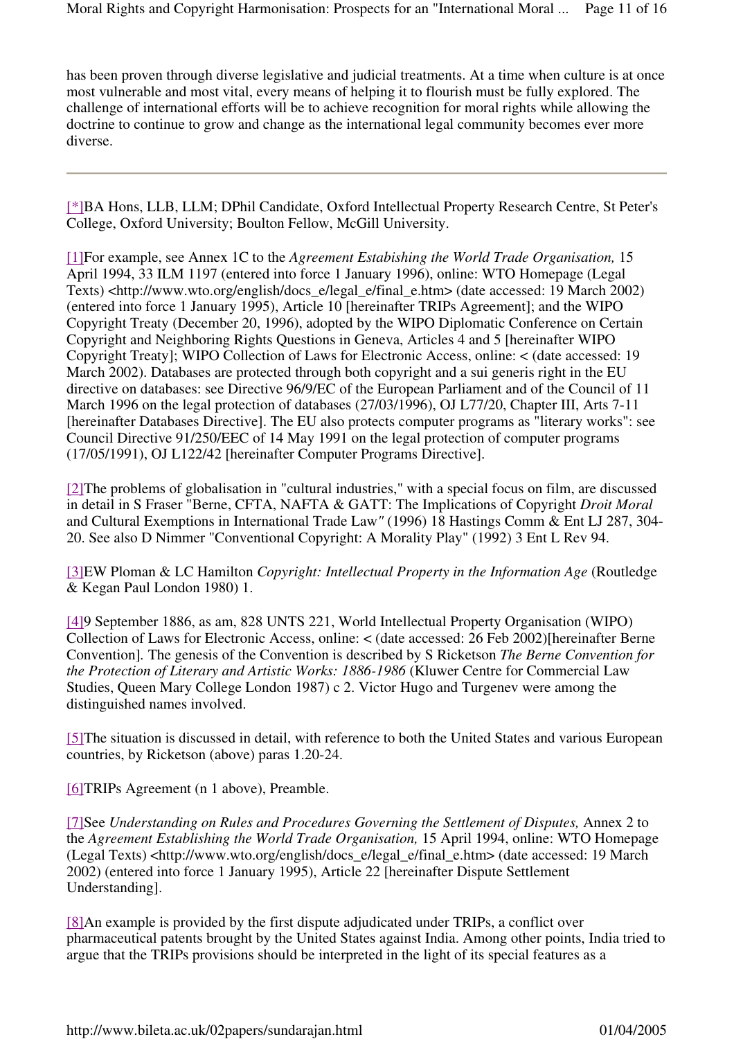has been proven through diverse legislative and judicial treatments. At a time when culture is at once most vulnerable and most vital, every means of helping it to flourish must be fully explored. The challenge of international efforts will be to achieve recognition for moral rights while allowing the doctrine to continue to grow and change as the international legal community becomes ever more diverse.

---

[*]BA Hons, LLB, LLM; DPhil Candidate, Oxford Intellectual Property Research Centre, St Peter's College, Oxford University; Boulton Fellow, McGill University.

[1]For example, see Annex 1C to the *Agreement Estabishing the World Trade Organisation,* 15 April 1994, 33 ILM 1197 (entered into force 1 January 1996), online: WTO Homepage (Legal Texts) <http://www.wto.org/english/docs_e/legal_e/final_e.htm> (date accessed: 19 March 2002) (entered into force 1 January 1995), Article 10 [hereinafter TRIPs Agreement]; and the WIPO Copyright Treaty (December 20, 1996), adopted by the WIPO Diplomatic Conference on Certain Copyright and Neighboring Rights Questions in Geneva, Articles 4 and 5 [hereinafter WIPO Copyright Treaty]; WIPO Collection of Laws for Electronic Access, online: < (date accessed: 19 March 2002). Databases are protected through both copyright and a sui generis right in the EU directive on databases: see Directive 96/9/EC of the European Parliament and of the Council of 11 March 1996 on the legal protection of databases (27/03/1996), OJ L77/20, Chapter III, Arts 7-11 [hereinafter Databases Directive]. The EU also protects computer programs as "literary works": see Council Directive 91/250/EEC of 14 May 1991 on the legal protection of computer programs (17/05/1991), OJ L122/42 [hereinafter Computer Programs Directive].

[2]The problems of globalisation in "cultural industries," with a special focus on film, are discussed in detail in S Fraser "Berne, CFTA, NAFTA & GATT: The Implications of Copyright *Droit Moral* and Cultural Exemptions in International Trade Law*"* (1996) 18 Hastings Comm & Ent LJ 287, 304-20. See also D Nimmer "Conventional Copyright: A Morality Play" (1992) 3 Ent L Rev 94.

[3]EW Ploman & LC Hamilton *Copyright: Intellectual Property in the Information Age* (Routledge & Kegan Paul London 1980) 1.

[4]9 September 1886, as am, 828 UNTS 221, World Intellectual Property Organisation (WIPO) Collection of Laws for Electronic Access, online: < (date accessed: 26 Feb 2002)[hereinafter Berne Convention]. The genesis of the Convention is described by S Ricketson *The Berne Convention for the Protection of Literary and Artistic Works: 1886-1986* (Kluwer Centre for Commercial Law Studies, Queen Mary College London 1987) c 2. Victor Hugo and Turgenev were among the distinguished names involved.

[5]The situation is discussed in detail, with reference to both the United States and various European countries, by Ricketson (above) paras 1.20-24.

[6]TRIPs Agreement (n 1 above), Preamble.

[7]See *Understanding on Rules and Procedures Governing the Settlement of Disputes,* Annex 2 to the *Agreement Establishing the World Trade Organisation,* 15 April 1994, online: WTO Homepage (Legal Texts) <http://www.wto.org/english/docs_e/legal_e/final_e.htm> (date accessed: 19 March 2002) (entered into force 1 January 1995), Article 22 [hereinafter Dispute Settlement Understanding].

[8]An example is provided by the first dispute adjudicated under TRIPs, a conflict over pharmaceutical patents brought by the United States against India. Among other points, India tried to argue that the TRIPs provisions should be interpreted in the light of its special features as a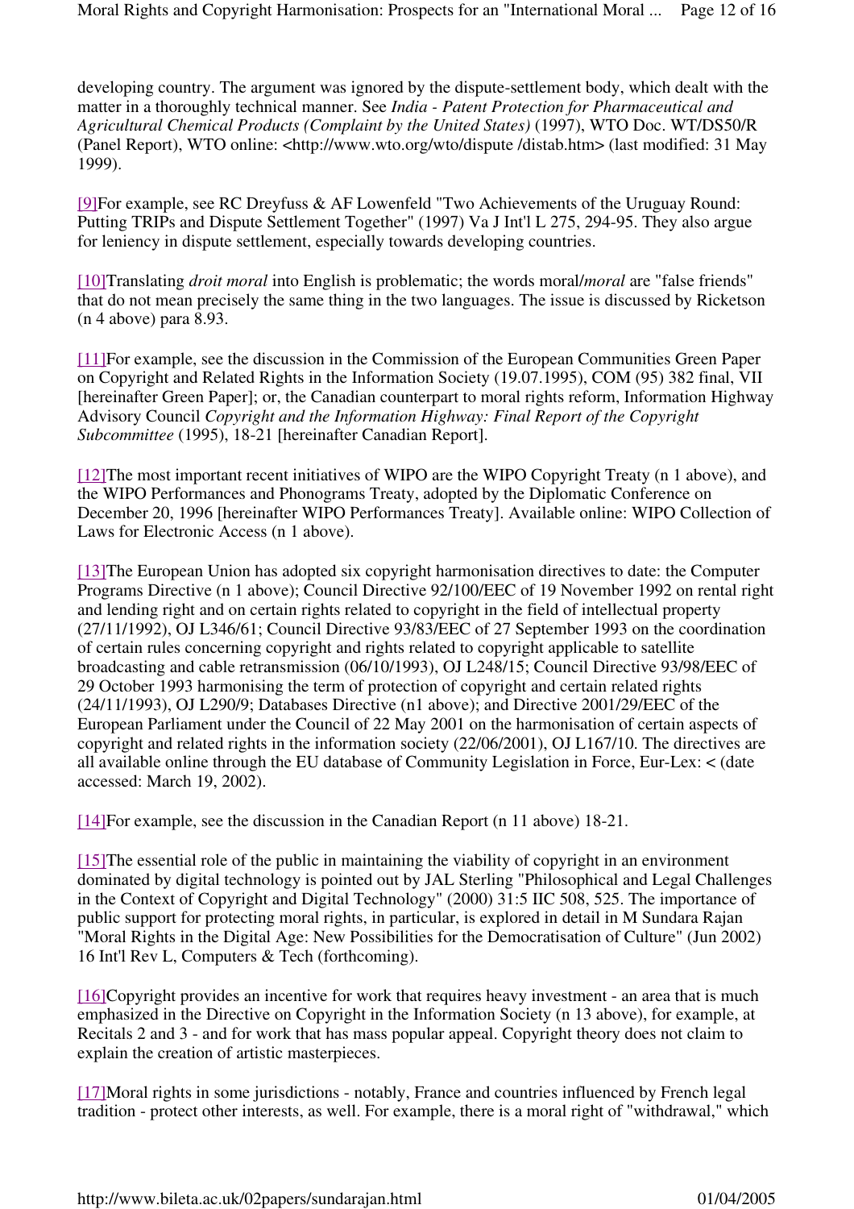developing country. The argument was ignored by the dispute-settlement body, which dealt with the matter in a thoroughly technical manner. See *India - Patent Protection for Pharmaceutical and Agricultural Chemical Products (Complaint by the United States)* (1997), WTO Doc. WT/DS50/R (Panel Report), WTO online: <http://www.wto.org/wto/dispute /distab.htm> (last modified: 31 May 1999).

[9]For example, see RC Dreyfuss & AF Lowenfeld "Two Achievements of the Uruguay Round: Putting TRIPs and Dispute Settlement Together" (1997) Va J Int'l L 275, 294-95. They also argue for leniency in dispute settlement, especially towards developing countries.

[10]Translating *droit moral* into English is problematic; the words moral/*moral* are "false friends" that do not mean precisely the same thing in the two languages. The issue is discussed by Ricketson (n 4 above) para 8.93.

[11]For example, see the discussion in the Commission of the European Communities Green Paper on Copyright and Related Rights in the Information Society (19.07.1995), COM (95) 382 final, VII [hereinafter Green Paper]; or, the Canadian counterpart to moral rights reform, Information Highway Advisory Council *Copyright and the Information Highway: Final Report of the Copyright Subcommittee* (1995), 18-21 [hereinafter Canadian Report].

[12]The most important recent initiatives of WIPO are the WIPO Copyright Treaty (n 1 above), and the WIPO Performances and Phonograms Treaty, adopted by the Diplomatic Conference on December 20, 1996 [hereinafter WIPO Performances Treaty]. Available online: WIPO Collection of Laws for Electronic Access (n 1 above).

[13]The European Union has adopted six copyright harmonisation directives to date: the Computer Programs Directive (n 1 above); Council Directive 92/100/EEC of 19 November 1992 on rental right and lending right and on certain rights related to copyright in the field of intellectual property (27/11/1992), OJ L346/61; Council Directive 93/83/EEC of 27 September 1993 on the coordination of certain rules concerning copyright and rights related to copyright applicable to satellite broadcasting and cable retransmission (06/10/1993), OJ L248/15; Council Directive 93/98/EEC of 29 October 1993 harmonising the term of protection of copyright and certain related rights (24/11/1993), OJ L290/9; Databases Directive (n1 above); and Directive 2001/29/EEC of the European Parliament under the Council of 22 May 2001 on the harmonisation of certain aspects of copyright and related rights in the information society (22/06/2001), OJ L167/10. The directives are all available online through the EU database of Community Legislation in Force, Eur-Lex: < (date accessed: March 19, 2002).

[14]For example, see the discussion in the Canadian Report (n 11 above) 18-21.

[15]The essential role of the public in maintaining the viability of copyright in an environment dominated by digital technology is pointed out by JAL Sterling "Philosophical and Legal Challenges in the Context of Copyright and Digital Technology" (2000) 31:5 IIC 508, 525. The importance of public support for protecting moral rights, in particular, is explored in detail in M Sundara Rajan "Moral Rights in the Digital Age: New Possibilities for the Democratisation of Culture" (Jun 2002) 16 Int'l Rev L, Computers & Tech (forthcoming).

[16]Copyright provides an incentive for work that requires heavy investment - an area that is much emphasized in the Directive on Copyright in the Information Society (n 13 above), for example, at Recitals 2 and 3 - and for work that has mass popular appeal. Copyright theory does not claim to explain the creation of artistic masterpieces.

[17]Moral rights in some jurisdictions - notably, France and countries influenced by French legal tradition - protect other interests, as well. For example, there is a moral right of "withdrawal," which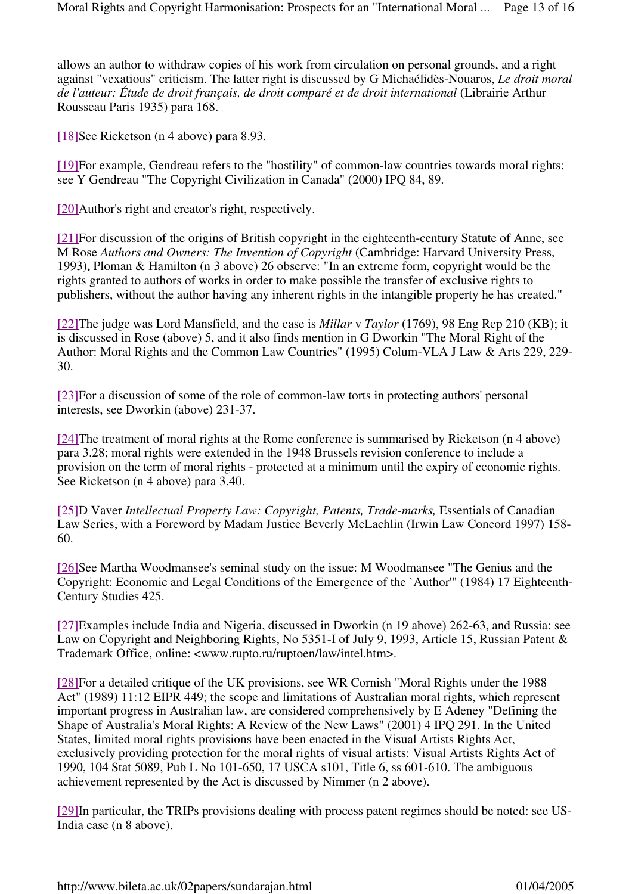allows an author to withdraw copies of his work from circulation on personal grounds, and a right against "vexatious" criticism. The latter right is discussed by G Michaélidès-Nouaros, *Le droit moral de l'auteur: Étude de droit français, de droit comparé et de droit international* (Librairie Arthur Rousseau Paris 1935) para 168.

[18]See Ricketson (n 4 above) para 8.93.

[19]For example, Gendreau refers to the "hostility" of common-law countries towards moral rights: see Y Gendreau "The Copyright Civilization in Canada" (2000) IPQ 84, 89.

[20]Author's right and creator's right, respectively.

[21]For discussion of the origins of British copyright in the eighteenth-century Statute of Anne, see M Rose *Authors and Owners: The Invention of Copyright* (Cambridge: Harvard University Press, 1993)**.** Ploman & Hamilton (n 3 above) 26 observe: "In an extreme form, copyright would be the rights granted to authors of works in order to make possible the transfer of exclusive rights to publishers, without the author having any inherent rights in the intangible property he has created."

[22]The judge was Lord Mansfield, and the case is *Millar* v *Taylor* (1769), 98 Eng Rep 210 (KB); it is discussed in Rose (above) 5, and it also finds mention in G Dworkin "The Moral Right of the Author: Moral Rights and the Common Law Countries" (1995) Colum-VLA J Law & Arts 229, 229-30.

[23]For a discussion of some of the role of common-law torts in protecting authors' personal interests, see Dworkin (above) 231-37.

[24]The treatment of moral rights at the Rome conference is summarised by Ricketson (n 4 above) para 3.28; moral rights were extended in the 1948 Brussels revision conference to include a provision on the term of moral rights - protected at a minimum until the expiry of economic rights. See Ricketson (n 4 above) para 3.40.

[25]D Vaver *Intellectual Property Law: Copyright, Patents, Trade-marks,* Essentials of Canadian Law Series, with a Foreword by Madam Justice Beverly McLachlin (Irwin Law Concord 1997) 158-60.

[26]See Martha Woodmansee's seminal study on the issue: M Woodmansee "The Genius and the Copyright: Economic and Legal Conditions of the Emergence of the `Author'" (1984) 17 Eighteenth-Century Studies 425.

[27]Examples include India and Nigeria, discussed in Dworkin (n 19 above) 262-63, and Russia: see Law on Copyright and Neighboring Rights, No 5351-I of July 9, 1993, Article 15, Russian Patent & Trademark Office, online: <www.rupto.ru/ruptoen/law/intel.htm>.

[28]For a detailed critique of the UK provisions, see WR Cornish "Moral Rights under the 1988 Act" (1989) 11:12 EIPR 449; the scope and limitations of Australian moral rights, which represent important progress in Australian law, are considered comprehensively by E Adeney "Defining the Shape of Australia's Moral Rights: A Review of the New Laws" (2001) 4 IPQ 291. In the United States, limited moral rights provisions have been enacted in the Visual Artists Rights Act, exclusively providing protection for the moral rights of visual artists: Visual Artists Rights Act of 1990, 104 Stat 5089, Pub L No 101-650, 17 USCA s101, Title 6, ss 601-610. The ambiguous achievement represented by the Act is discussed by Nimmer (n 2 above).

[29]In particular, the TRIPs provisions dealing with process patent regimes should be noted: see US-India case (n 8 above).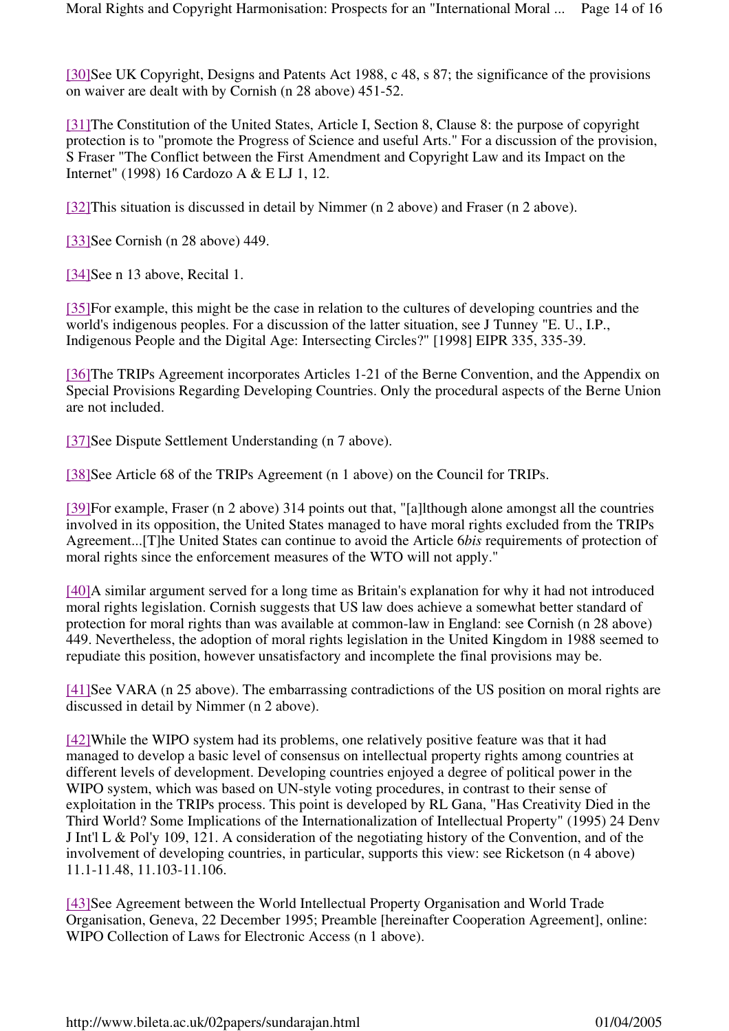[30]See UK Copyright, Designs and Patents Act 1988, c 48, s 87; the significance of the provisions on waiver are dealt with by Cornish (n 28 above) 451-52.

[31]The Constitution of the United States, Article I, Section 8, Clause 8: the purpose of copyright protection is to "promote the Progress of Science and useful Arts." For a discussion of the provision, S Fraser "The Conflict between the First Amendment and Copyright Law and its Impact on the Internet" (1998) 16 Cardozo A & E LJ 1, 12.

[32]This situation is discussed in detail by Nimmer (n 2 above) and Fraser (n 2 above).

[33]See Cornish (n 28 above) 449.

[34]See n 13 above, Recital 1.

[35]For example, this might be the case in relation to the cultures of developing countries and the world's indigenous peoples. For a discussion of the latter situation, see J Tunney "E. U., I.P., Indigenous People and the Digital Age: Intersecting Circles?" [1998] EIPR 335, 335-39.

[36]The TRIPs Agreement incorporates Articles 1-21 of the Berne Convention, and the Appendix on Special Provisions Regarding Developing Countries. Only the procedural aspects of the Berne Union are not included.

[37]See Dispute Settlement Understanding (n 7 above).

[38]See Article 68 of the TRIPs Agreement (n 1 above) on the Council for TRIPs.

[39]For example, Fraser (n 2 above) 314 points out that, "[a]lthough alone amongst all the countries involved in its opposition, the United States managed to have moral rights excluded from the TRIPs Agreement...[T]he United States can continue to avoid the Article 6*bis* requirements of protection of moral rights since the enforcement measures of the WTO will not apply."

[40]A similar argument served for a long time as Britain's explanation for why it had not introduced moral rights legislation. Cornish suggests that US law does achieve a somewhat better standard of protection for moral rights than was available at common-law in England: see Cornish (n 28 above) 449. Nevertheless, the adoption of moral rights legislation in the United Kingdom in 1988 seemed to repudiate this position, however unsatisfactory and incomplete the final provisions may be.

[41]See VARA (n 25 above). The embarrassing contradictions of the US position on moral rights are discussed in detail by Nimmer (n 2 above).

[42]While the WIPO system had its problems, one relatively positive feature was that it had managed to develop a basic level of consensus on intellectual property rights among countries at different levels of development. Developing countries enjoyed a degree of political power in the WIPO system, which was based on UN-style voting procedures, in contrast to their sense of exploitation in the TRIPs process. This point is developed by RL Gana, "Has Creativity Died in the Third World? Some Implications of the Internationalization of Intellectual Property" (1995) 24 Denv J Int'l L & Pol'y 109, 121. A consideration of the negotiating history of the Convention, and of the involvement of developing countries, in particular, supports this view: see Ricketson (n 4 above) 11.1-11.48, 11.103-11.106.

[43]See Agreement between the World Intellectual Property Organisation and World Trade Organisation, Geneva, 22 December 1995; Preamble [hereinafter Cooperation Agreement], online: WIPO Collection of Laws for Electronic Access (n 1 above).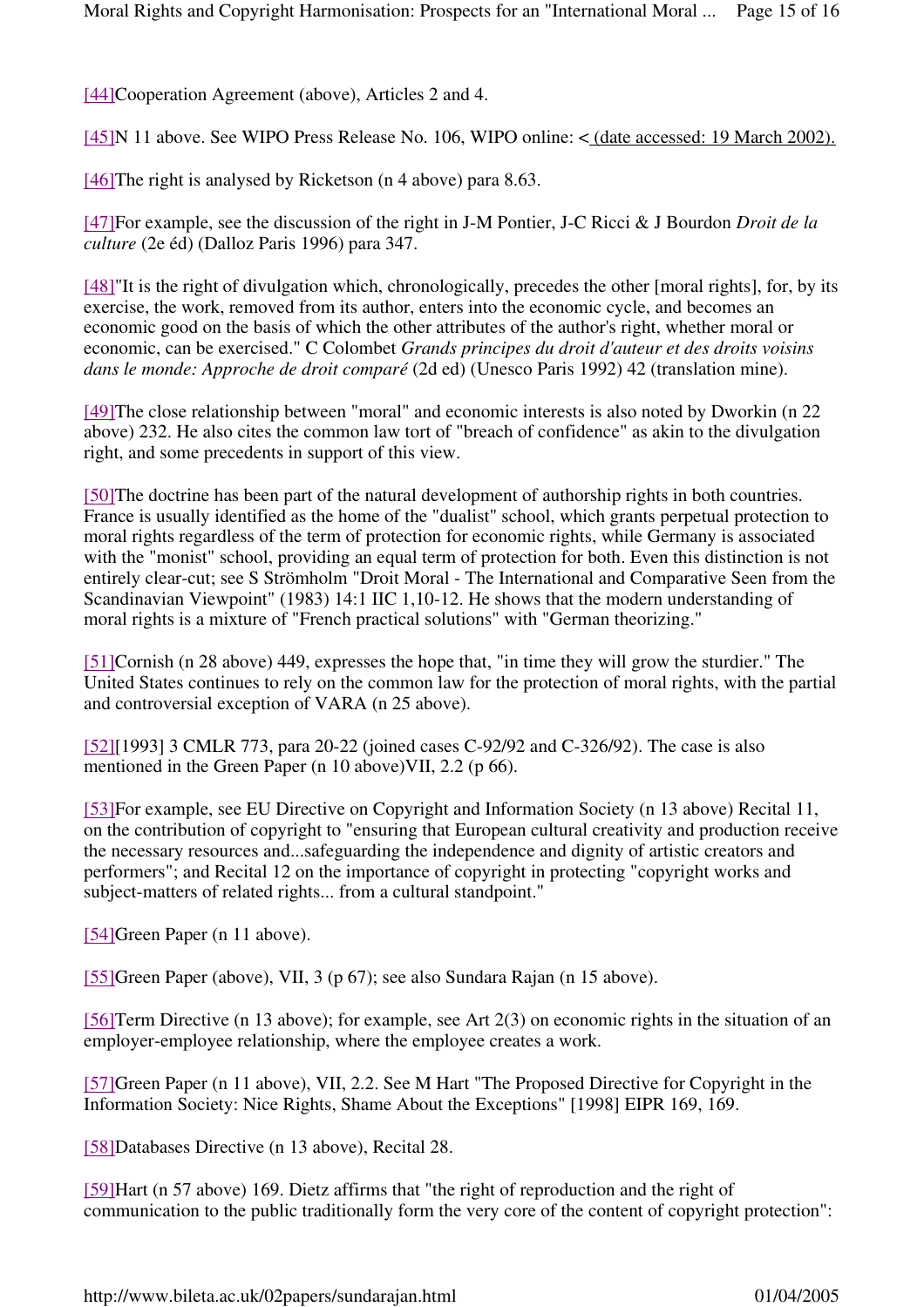[44]Cooperation Agreement (above), Articles 2 and 4.

[45]N 11 above. See WIPO Press Release No. 106, WIPO online: < (date accessed: 19 March 2002).

[46]The right is analysed by Ricketson (n 4 above) para 8.63.

[47]For example, see the discussion of the right in J-M Pontier, J-C Ricci & J Bourdon *Droit de la culture* (2e éd) (Dalloz Paris 1996) para 347.

[48]"It is the right of divulgation which, chronologically, precedes the other [moral rights], for, by its exercise, the work, removed from its author, enters into the economic cycle, and becomes an economic good on the basis of which the other attributes of the author's right, whether moral or economic, can be exercised." C Colombet *Grands principes du droit d'auteur et des droits voisins dans le monde: Approche de droit comparé* (2d ed) (Unesco Paris 1992) 42 (translation mine).

[49]The close relationship between "moral" and economic interests is also noted by Dworkin (n 22 above) 232. He also cites the common law tort of "breach of confidence" as akin to the divulgation right, and some precedents in support of this view.

[50]The doctrine has been part of the natural development of authorship rights in both countries. France is usually identified as the home of the "dualist" school, which grants perpetual protection to moral rights regardless of the term of protection for economic rights, while Germany is associated with the "monist" school, providing an equal term of protection for both. Even this distinction is not entirely clear-cut; see S Strömholm "Droit Moral - The International and Comparative Seen from the Scandinavian Viewpoint" (1983) 14:1 IIC 1,10-12. He shows that the modern understanding of moral rights is a mixture of "French practical solutions" with "German theorizing."

[51]Cornish (n 28 above) 449, expresses the hope that, "in time they will grow the sturdier." The United States continues to rely on the common law for the protection of moral rights, with the partial and controversial exception of VARA (n 25 above).

[52][1993] 3 CMLR 773, para 20-22 (joined cases C-92/92 and C-326/92). The case is also mentioned in the Green Paper (n 10 above)VII, 2.2 (p 66).

[53]For example, see EU Directive on Copyright and Information Society (n 13 above) Recital 11, on the contribution of copyright to "ensuring that European cultural creativity and production receive the necessary resources and...safeguarding the independence and dignity of artistic creators and performers"; and Recital 12 on the importance of copyright in protecting "copyright works and subject-matters of related rights... from a cultural standpoint."

[54]Green Paper (n 11 above).

[55]Green Paper (above), VII, 3 (p 67); see also Sundara Rajan (n 15 above).

[56]Term Directive (n 13 above); for example, see Art 2(3) on economic rights in the situation of an employer-employee relationship, where the employee creates a work.

[57]Green Paper (n 11 above), VII, 2.2. See M Hart "The Proposed Directive for Copyright in the Information Society: Nice Rights, Shame About the Exceptions" [1998] EIPR 169, 169.

[58]Databases Directive (n 13 above), Recital 28.

[59]Hart (n 57 above) 169. Dietz affirms that "the right of reproduction and the right of communication to the public traditionally form the very core of the content of copyright protection":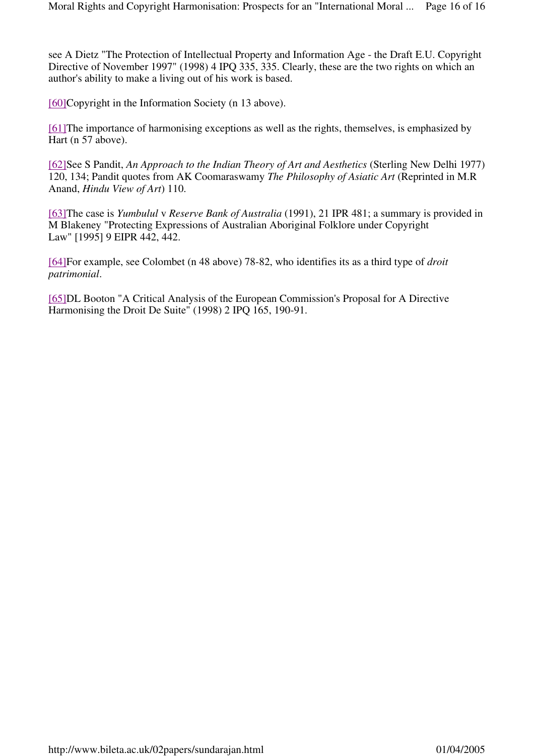see A Dietz "The Protection of Intellectual Property and Information Age - the Draft E.U. Copyright Directive of November 1997" (1998) 4 IPQ 335, 335. Clearly, these are the two rights on which an author's ability to make a living out of his work is based.

[60]Copyright in the Information Society (n 13 above).

[61]The importance of harmonising exceptions as well as the rights, themselves, is emphasized by Hart (n 57 above).

[62]See S Pandit, *An Approach to the Indian Theory of Art and Aesthetics* (Sterling New Delhi 1977) 120, 134; Pandit quotes from AK Coomaraswamy *The Philosophy of Asiatic Art* (Reprinted in M.R Anand, *Hindu View of Art*) 110.

[63]The case is *Yumbulul* v *Reserve Bank of Australia* (1991), 21 IPR 481; a summary is provided in M Blakeney "Protecting Expressions of Australian Aboriginal Folklore under Copyright Law" [1995] 9 EIPR 442, 442.

[64]For example, see Colombet (n 48 above) 78-82, who identifies its as a third type of *droit patrimonial*.

[65]DL Booton "A Critical Analysis of the European Commission's Proposal for A Directive Harmonising the Droit De Suite" (1998) 2 IPQ 165, 190-91.